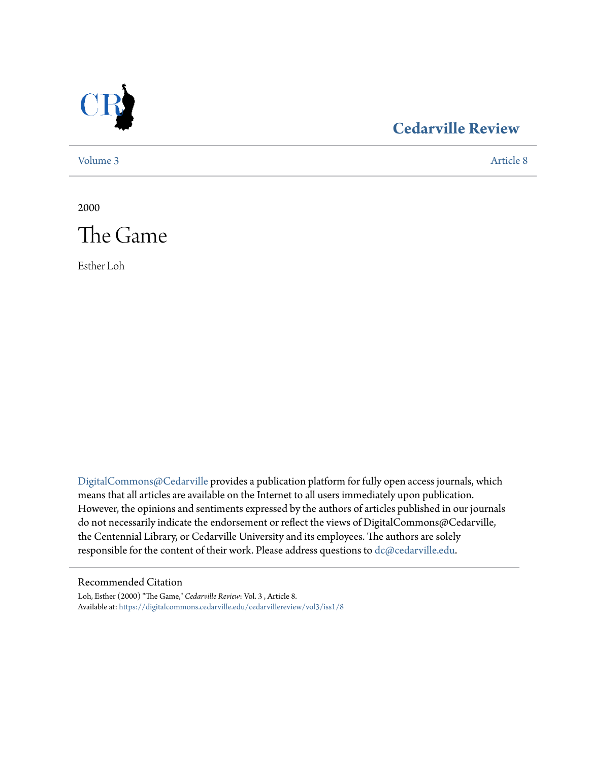# Cedarville Review

Volume 3 | Article 8

2000

# The Game

Esther Loh

DigitalCommons@Cedarville provides a publication platform for fully open access journals, which means that all articles are available on the Internet to all users immediately upon publication. However, the opinions and sentiments expressed by the authors of articles published in our journals do not necessarily indicate the endorsement or reflect the views of DigitalCommons@Cedarville, the Centennial Library, or Cedarville University and its employees. The authors are solely responsible for the content of their work. Please address questions to dc@cedarville.edu.

## Recommended Citation

Loh, Esther (2000) "The Game," *Cedarville Review*: Vol. 3 , Article 8.
Available at: https://digitalcommons.cedarville.edu/cedarvillereview/vol3/iss1/8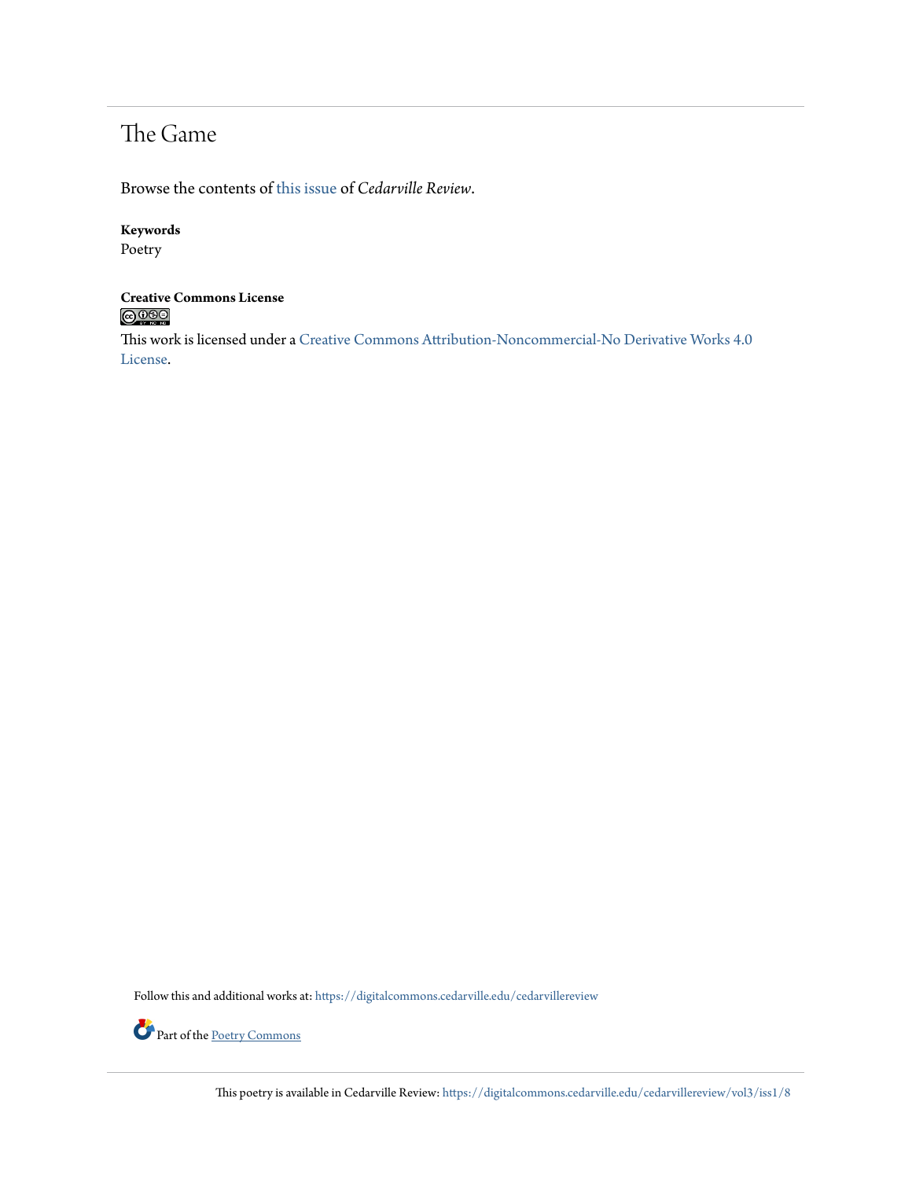# The Game

Browse the contents of this issue of *Cedarville Review*.

**Keywords**
Poetry

**Creative Commons License**

This work is licensed under a Creative Commons Attribution-Noncommercial-No Derivative Works 4.0 License.

Follow this and additional works at: https://digitalcommons.cedarville.edu/cedarvillereview

Part of the Poetry Commons

This poetry is available in Cedarville Review: https://digitalcommons.cedarville.edu/cedarvillereview/vol3/iss1/8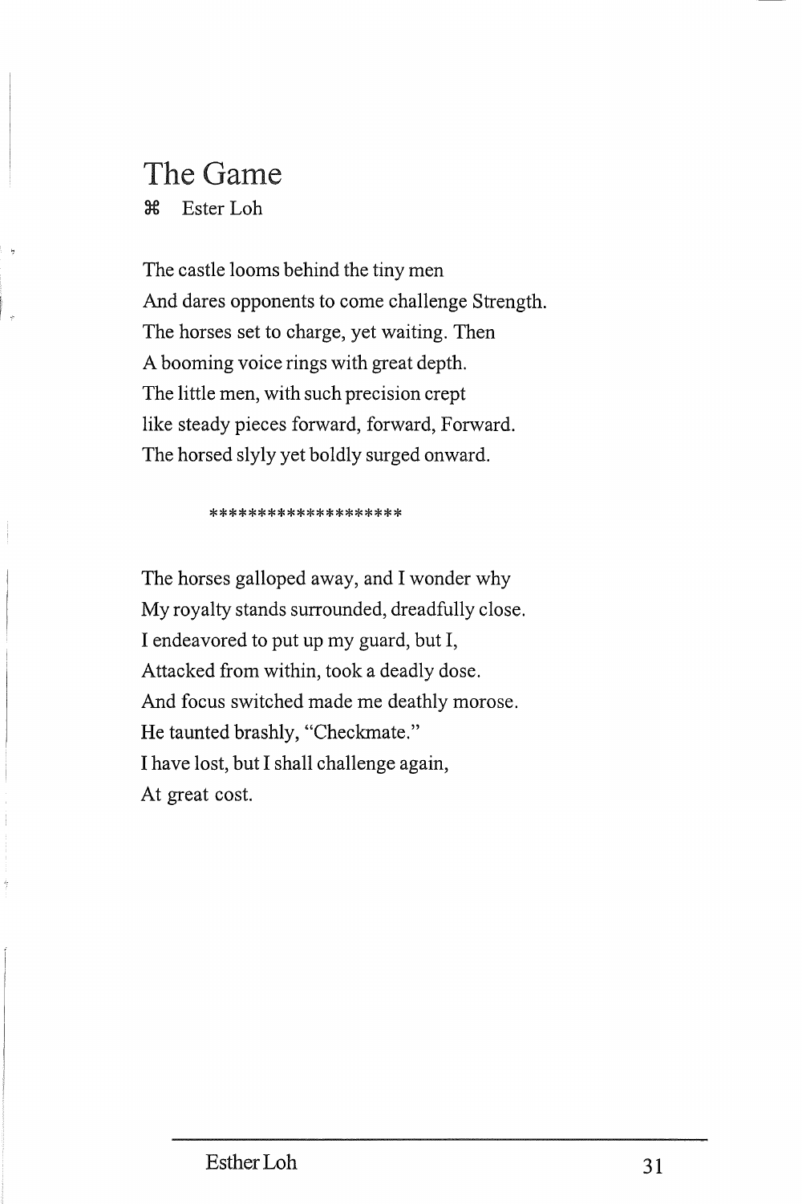# The Game

⌘ Ester Loh

The castle looms behind the tiny men
And dares opponents to come challenge Strength.
The horses set to charge, yet waiting. Then
A booming voice rings with great depth.
The little men, with such precision crept
like steady pieces forward, forward, Forward.
The horsed slyly yet boldly surged onward.

*******************

The horses galloped away, and I wonder why
My royalty stands surrounded, dreadfully close.
I endeavored to put up my guard, but I,
Attacked from within, took a deadly dose.
And focus switched made me deathly morose.
He taunted brashly, "Checkmate."
I have lost, but I shall challenge again,
At great cost.